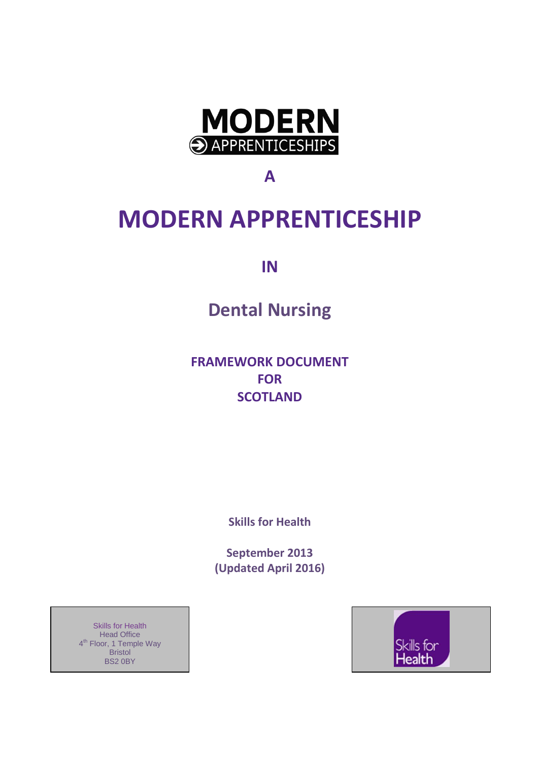MODERN APPRENTICESHIPS

A

# MODERN APPRENTICESHIP

IN

## Dental Nursing

**FRAMEWORK DOCUMENT FOR SCOTLAND**

**Skills for Health**

**September 2013**
**(Updated April 2016)**

Skills for Health
Head Office
4th Floor, 1 Temple Way
Bristol
BS2 0BY

Skills for Health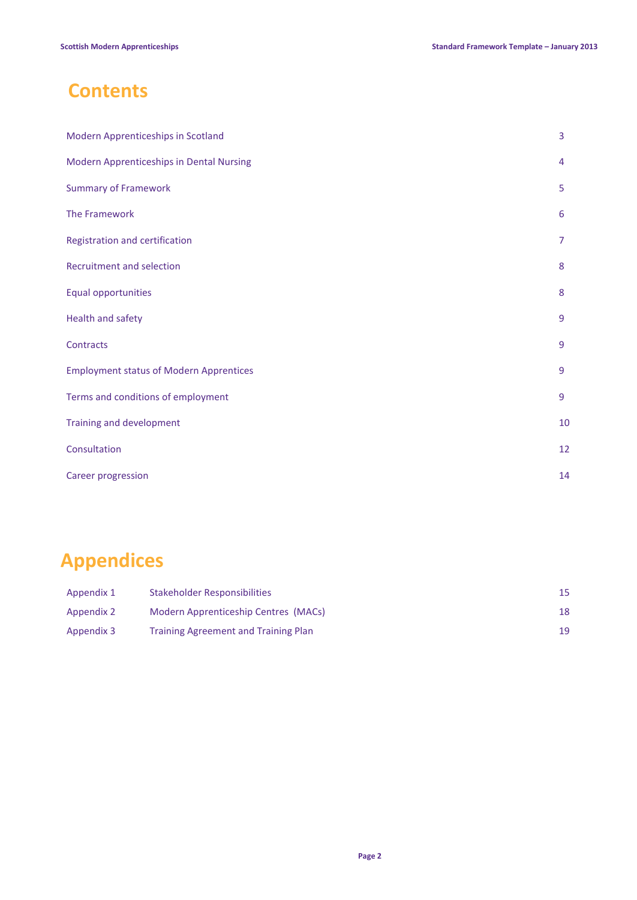# Contents

| | |
|---|---|
| Modern Apprenticeships in Scotland | 3 |
| Modern Apprenticeships in Dental Nursing | 4 |
| Summary of Framework | 5 |
| The Framework | 6 |
| Registration and certification | 7 |
| Recruitment and selection | 8 |
| Equal opportunities | 8 |
| Health and safety | 9 |
| Contracts | 9 |
| Employment status of Modern Apprentices | 9 |
| Terms and conditions of employment | 9 |
| Training and development | 10 |
| Consultation | 12 |
| Career progression | 14 |

# Appendices

| | | |
|---|---|---|
| Appendix 1 | Stakeholder Responsibilities | 15 |
| Appendix 2 | Modern Apprenticeship Centres (MACs) | 18 |
| Appendix 3 | Training Agreement and Training Plan | 19 |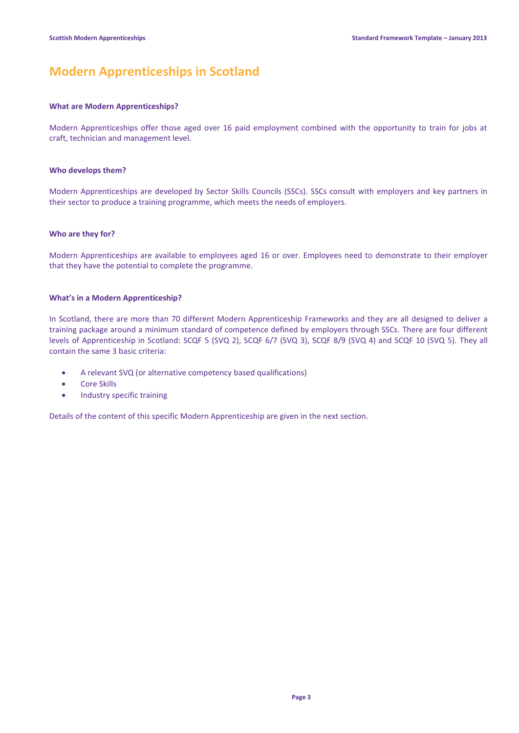# Modern Apprenticeships in Scotland

### What are Modern Apprenticeships?

Modern Apprenticeships offer those aged over 16 paid employment combined with the opportunity to train for jobs at craft, technician and management level.

### Who develops them?

Modern Apprenticeships are developed by Sector Skills Councils (SSCs). SSCs consult with employers and key partners in their sector to produce a training programme, which meets the needs of employers.

### Who are they for?

Modern Apprenticeships are available to employees aged 16 or over. Employees need to demonstrate to their employer that they have the potential to complete the programme.

### What's in a Modern Apprenticeship?

In Scotland, there are more than 70 different Modern Apprenticeship Frameworks and they are all designed to deliver a training package around a minimum standard of competence defined by employers through SSCs. There are four different levels of Apprenticeship in Scotland: SCQF 5 (SVQ 2), SCQF 6/7 (SVQ 3), SCQF 8/9 (SVQ 4) and SCQF 10 (SVQ 5). They all contain the same 3 basic criteria:

- A relevant SVQ (or alternative competency based qualifications)
- Core Skills
- Industry specific training

Details of the content of this specific Modern Apprenticeship are given in the next section.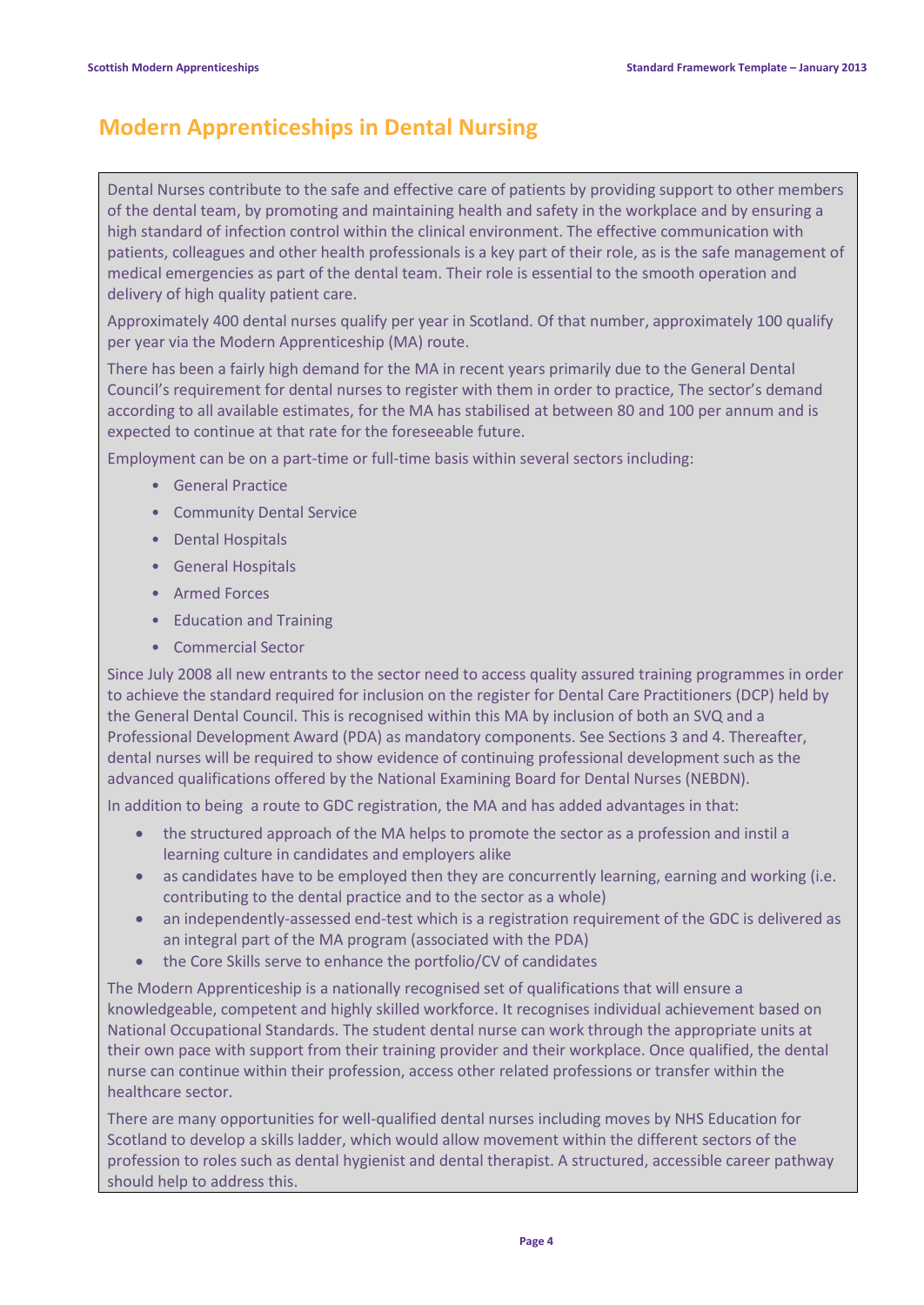# Modern Apprenticeships in Dental Nursing

Dental Nurses contribute to the safe and effective care of patients by providing support to other members of the dental team, by promoting and maintaining health and safety in the workplace and by ensuring a high standard of infection control within the clinical environment. The effective communication with patients, colleagues and other health professionals is a key part of their role, as is the safe management of medical emergencies as part of the dental team. Their role is essential to the smooth operation and delivery of high quality patient care.

Approximately 400 dental nurses qualify per year in Scotland. Of that number, approximately 100 qualify per year via the Modern Apprenticeship (MA) route.

There has been a fairly high demand for the MA in recent years primarily due to the General Dental Council's requirement for dental nurses to register with them in order to practice, The sector's demand according to all available estimates, for the MA has stabilised at between 80 and 100 per annum and is expected to continue at that rate for the foreseeable future.

Employment can be on a part-time or full-time basis within several sectors including:

- General Practice
- Community Dental Service
- Dental Hospitals
- General Hospitals
- Armed Forces
- Education and Training
- Commercial Sector

Since July 2008 all new entrants to the sector need to access quality assured training programmes in order to achieve the standard required for inclusion on the register for Dental Care Practitioners (DCP) held by the General Dental Council. This is recognised within this MA by inclusion of both an SVQ and a Professional Development Award (PDA) as mandatory components. See Sections 3 and 4. Thereafter, dental nurses will be required to show evidence of continuing professional development such as the advanced qualifications offered by the National Examining Board for Dental Nurses (NEBDN).

In addition to being a route to GDC registration, the MA and has added advantages in that:

- the structured approach of the MA helps to promote the sector as a profession and instil a learning culture in candidates and employers alike
- as candidates have to be employed then they are concurrently learning, earning and working (i.e. contributing to the dental practice and to the sector as a whole)
- an independently-assessed end-test which is a registration requirement of the GDC is delivered as an integral part of the MA program (associated with the PDA)
- the Core Skills serve to enhance the portfolio/CV of candidates

The Modern Apprenticeship is a nationally recognised set of qualifications that will ensure a knowledgeable, competent and highly skilled workforce. It recognises individual achievement based on National Occupational Standards. The student dental nurse can work through the appropriate units at their own pace with support from their training provider and their workplace. Once qualified, the dental nurse can continue within their profession, access other related professions or transfer within the healthcare sector.

There are many opportunities for well-qualified dental nurses including moves by NHS Education for Scotland to develop a skills ladder, which would allow movement within the different sectors of the profession to roles such as dental hygienist and dental therapist. A structured, accessible career pathway should help to address this.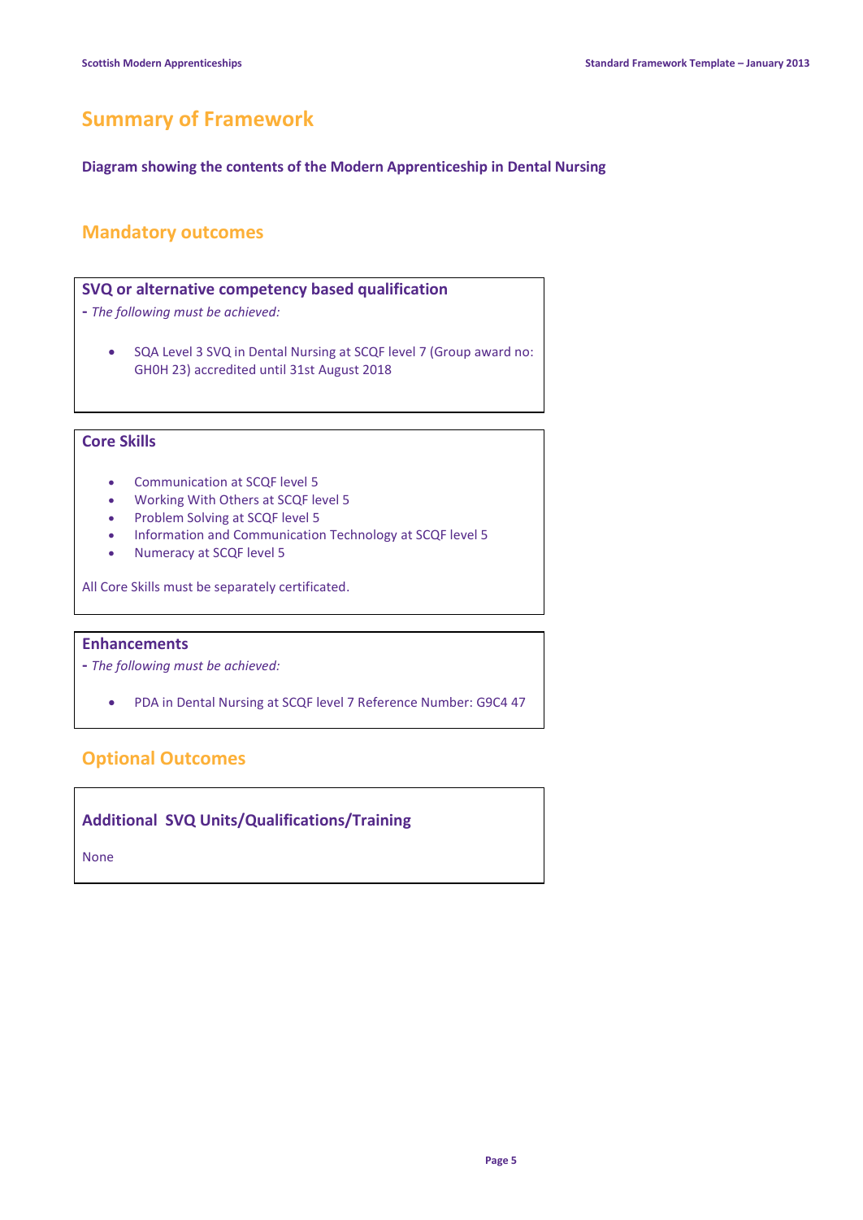# Summary of Framework

**Diagram showing the contents of the Modern Apprenticeship in Dental Nursing**

## Mandatory outcomes

### SVQ or alternative competency based qualification

**-** *The following must be achieved:*

- SQA Level 3 SVQ in Dental Nursing at SCQF level 7 (Group award no: GH0H 23) accredited until 31st August 2018

### Core Skills

- Communication at SCQF level 5
- Working With Others at SCQF level 5
- Problem Solving at SCQF level 5
- Information and Communication Technology at SCQF level 5
- Numeracy at SCQF level 5

All Core Skills must be separately certificated.

### Enhancements

**-** *The following must be achieved:*

- PDA in Dental Nursing at SCQF level 7 Reference Number: G9C4 47

## Optional Outcomes

### Additional SVQ Units/Qualifications/Training

None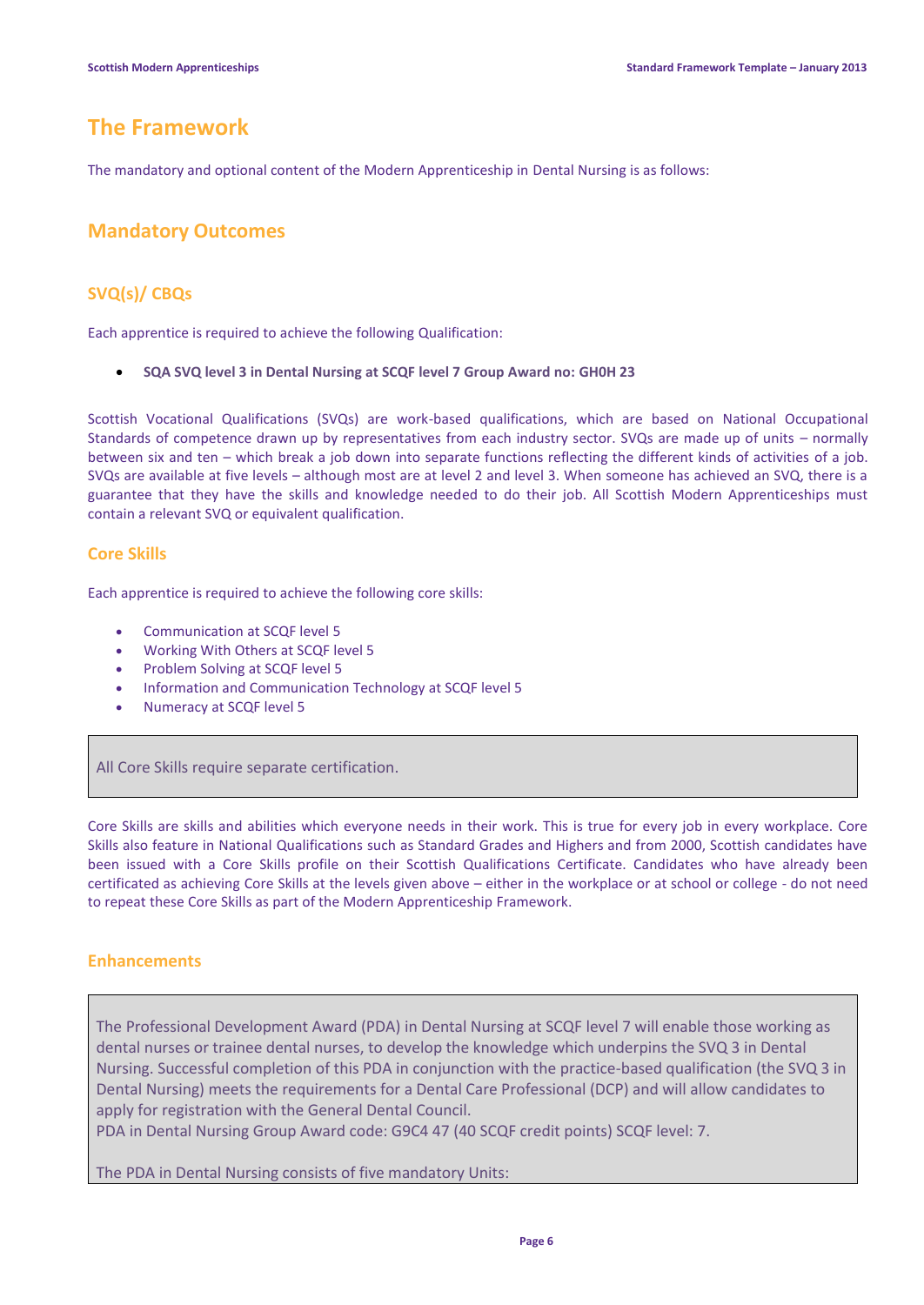# The Framework

The mandatory and optional content of the Modern Apprenticeship in Dental Nursing is as follows:

## Mandatory Outcomes

### SVQ(s)/ CBQs

Each apprentice is required to achieve the following Qualification:

- **SQA SVQ level 3 in Dental Nursing at SCQF level 7 Group Award no: GH0H 23**

Scottish Vocational Qualifications (SVQs) are work-based qualifications, which are based on National Occupational Standards of competence drawn up by representatives from each industry sector. SVQs are made up of units – normally between six and ten – which break a job down into separate functions reflecting the different kinds of activities of a job. SVQs are available at five levels – although most are at level 2 and level 3. When someone has achieved an SVQ, there is a guarantee that they have the skills and knowledge needed to do their job. All Scottish Modern Apprenticeships must contain a relevant SVQ or equivalent qualification.

### Core Skills

Each apprentice is required to achieve the following core skills:

- Communication at SCQF level 5
- Working With Others at SCQF level 5
- Problem Solving at SCQF level 5
- Information and Communication Technology at SCQF level 5
- Numeracy at SCQF level 5

All Core Skills require separate certification.

Core Skills are skills and abilities which everyone needs in their work. This is true for every job in every workplace. Core Skills also feature in National Qualifications such as Standard Grades and Highers and from 2000, Scottish candidates have been issued with a Core Skills profile on their Scottish Qualifications Certificate. Candidates who have already been certificated as achieving Core Skills at the levels given above – either in the workplace or at school or college - do not need to repeat these Core Skills as part of the Modern Apprenticeship Framework.

### Enhancements

The Professional Development Award (PDA) in Dental Nursing at SCQF level 7 will enable those working as dental nurses or trainee dental nurses, to develop the knowledge which underpins the SVQ 3 in Dental Nursing. Successful completion of this PDA in conjunction with the practice-based qualification (the SVQ 3 in Dental Nursing) meets the requirements for a Dental Care Professional (DCP) and will allow candidates to apply for registration with the General Dental Council.
PDA in Dental Nursing Group Award code: G9C4 47 (40 SCQF credit points) SCQF level: 7.

The PDA in Dental Nursing consists of five mandatory Units: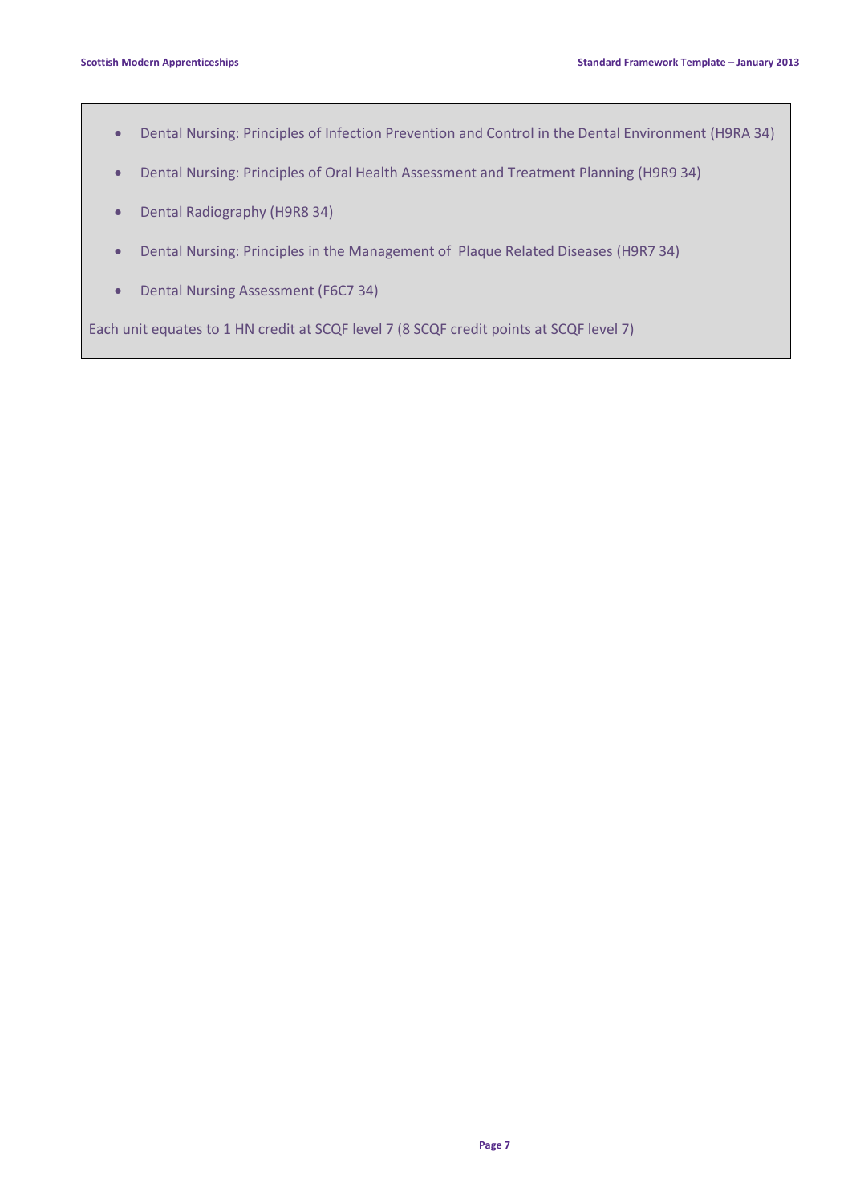- Dental Nursing: Principles of Infection Prevention and Control in the Dental Environment (H9RA 34)
- Dental Nursing: Principles of Oral Health Assessment and Treatment Planning (H9R9 34)
- Dental Radiography (H9R8 34)
- Dental Nursing: Principles in the Management of Plaque Related Diseases (H9R7 34)
- Dental Nursing Assessment (F6C7 34)

Each unit equates to 1 HN credit at SCQF level 7 (8 SCQF credit points at SCQF level 7)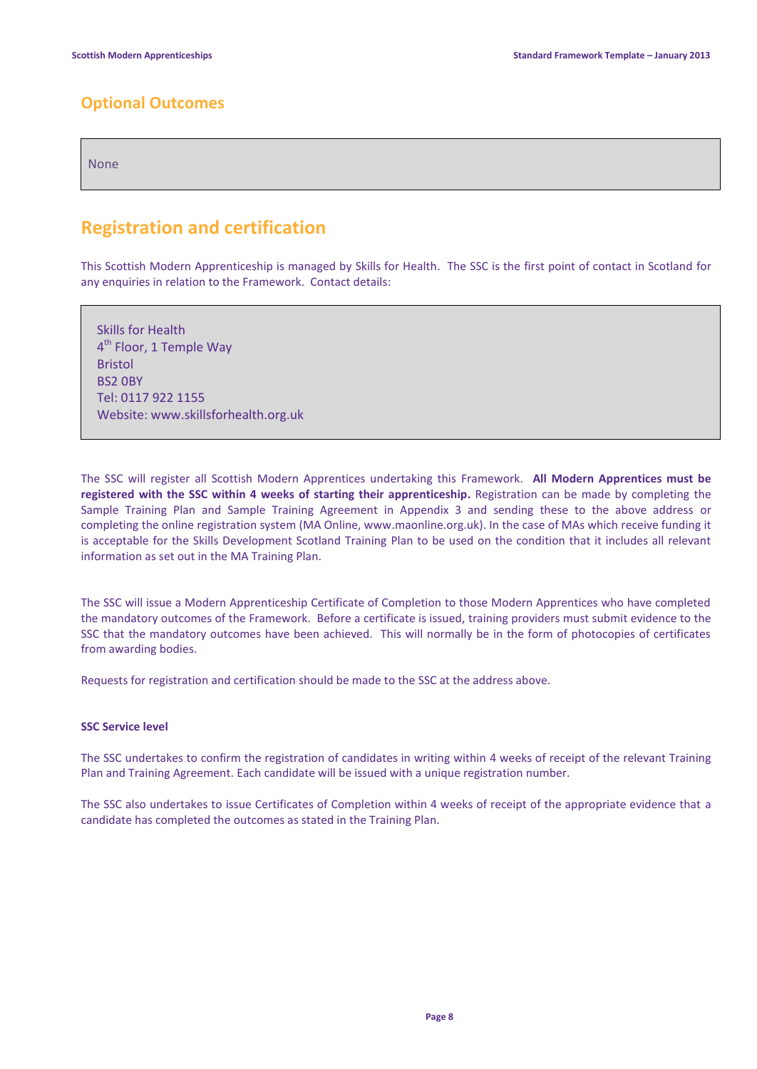## Optional Outcomes

None

## Registration and certification

This Scottish Modern Apprenticeship is managed by Skills for Health. The SSC is the first point of contact in Scotland for any enquiries in relation to the Framework. Contact details:

Skills for Health
4th Floor, 1 Temple Way
Bristol
BS2 0BY
Tel: 0117 922 1155
Website: www.skillsforhealth.org.uk

The SSC will register all Scottish Modern Apprentices undertaking this Framework. **All Modern Apprentices must be registered with the SSC within 4 weeks of starting their apprenticeship.** Registration can be made by completing the Sample Training Plan and Sample Training Agreement in Appendix 3 and sending these to the above address or completing the online registration system (MA Online, www.maonline.org.uk). In the case of MAs which receive funding it is acceptable for the Skills Development Scotland Training Plan to be used on the condition that it includes all relevant information as set out in the MA Training Plan.

The SSC will issue a Modern Apprenticeship Certificate of Completion to those Modern Apprentices who have completed the mandatory outcomes of the Framework. Before a certificate is issued, training providers must submit evidence to the SSC that the mandatory outcomes have been achieved. This will normally be in the form of photocopies of certificates from awarding bodies.

Requests for registration and certification should be made to the SSC at the address above.

**SSC Service level**

The SSC undertakes to confirm the registration of candidates in writing within 4 weeks of receipt of the relevant Training Plan and Training Agreement. Each candidate will be issued with a unique registration number.

The SSC also undertakes to issue Certificates of Completion within 4 weeks of receipt of the appropriate evidence that a candidate has completed the outcomes as stated in the Training Plan.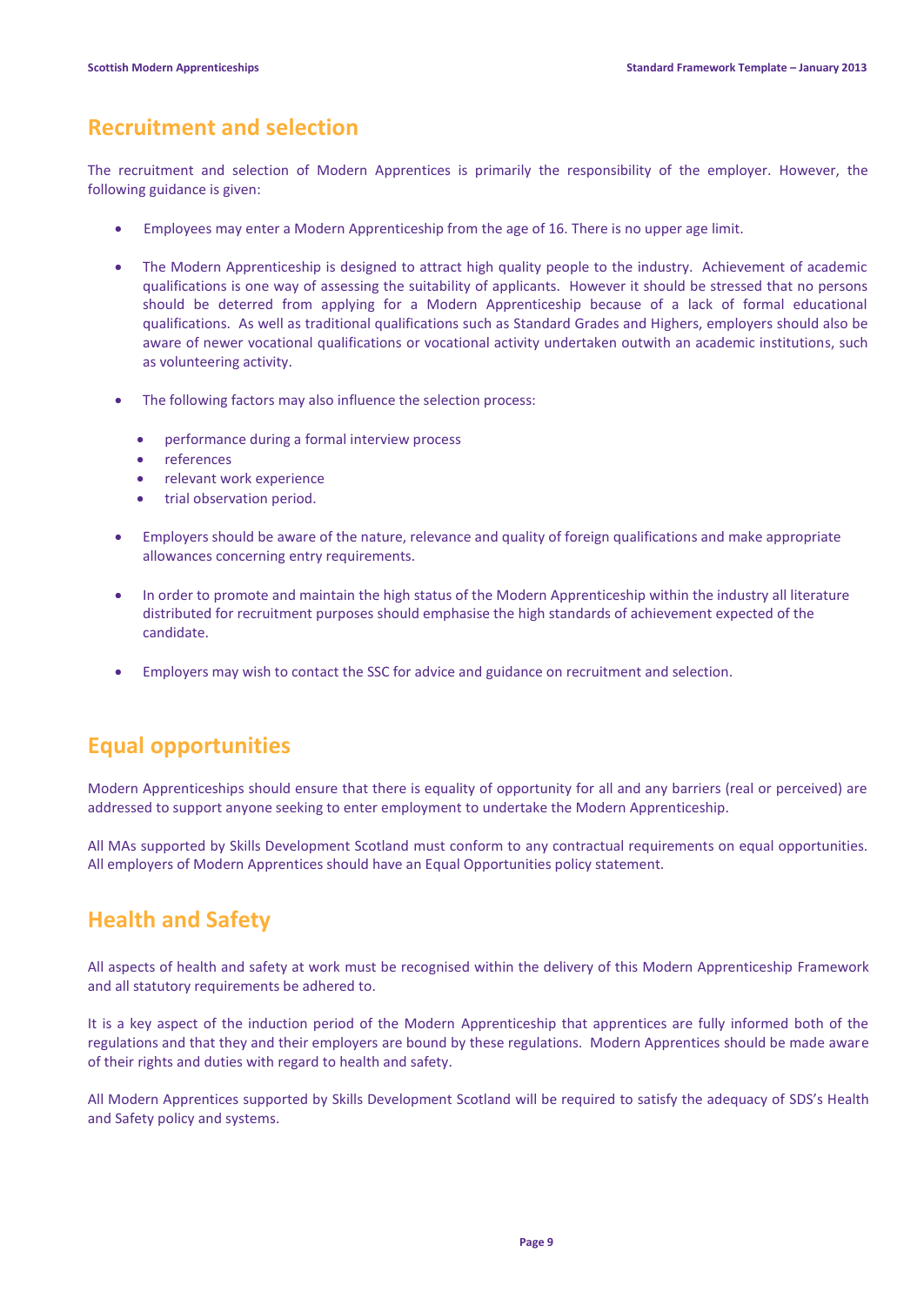## Recruitment and selection

The recruitment and selection of Modern Apprentices is primarily the responsibility of the employer. However, the following guidance is given:

- Employees may enter a Modern Apprenticeship from the age of 16. There is no upper age limit.
- The Modern Apprenticeship is designed to attract high quality people to the industry. Achievement of academic qualifications is one way of assessing the suitability of applicants. However it should be stressed that no persons should be deterred from applying for a Modern Apprenticeship because of a lack of formal educational qualifications. As well as traditional qualifications such as Standard Grades and Highers, employers should also be aware of newer vocational qualifications or vocational activity undertaken outwith an academic institutions, such as volunteering activity.
- The following factors may also influence the selection process:
    - performance during a formal interview process
    - references
    - relevant work experience
    - trial observation period.
- Employers should be aware of the nature, relevance and quality of foreign qualifications and make appropriate allowances concerning entry requirements.
- In order to promote and maintain the high status of the Modern Apprenticeship within the industry all literature distributed for recruitment purposes should emphasise the high standards of achievement expected of the candidate.
- Employers may wish to contact the SSC for advice and guidance on recruitment and selection.

## Equal opportunities

Modern Apprenticeships should ensure that there is equality of opportunity for all and any barriers (real or perceived) are addressed to support anyone seeking to enter employment to undertake the Modern Apprenticeship.

All MAs supported by Skills Development Scotland must conform to any contractual requirements on equal opportunities. All employers of Modern Apprentices should have an Equal Opportunities policy statement.

## Health and Safety

All aspects of health and safety at work must be recognised within the delivery of this Modern Apprenticeship Framework and all statutory requirements be adhered to.

It is a key aspect of the induction period of the Modern Apprenticeship that apprentices are fully informed both of the regulations and that they and their employers are bound by these regulations. Modern Apprentices should be made aware of their rights and duties with regard to health and safety.

All Modern Apprentices supported by Skills Development Scotland will be required to satisfy the adequacy of SDS's Health and Safety policy and systems.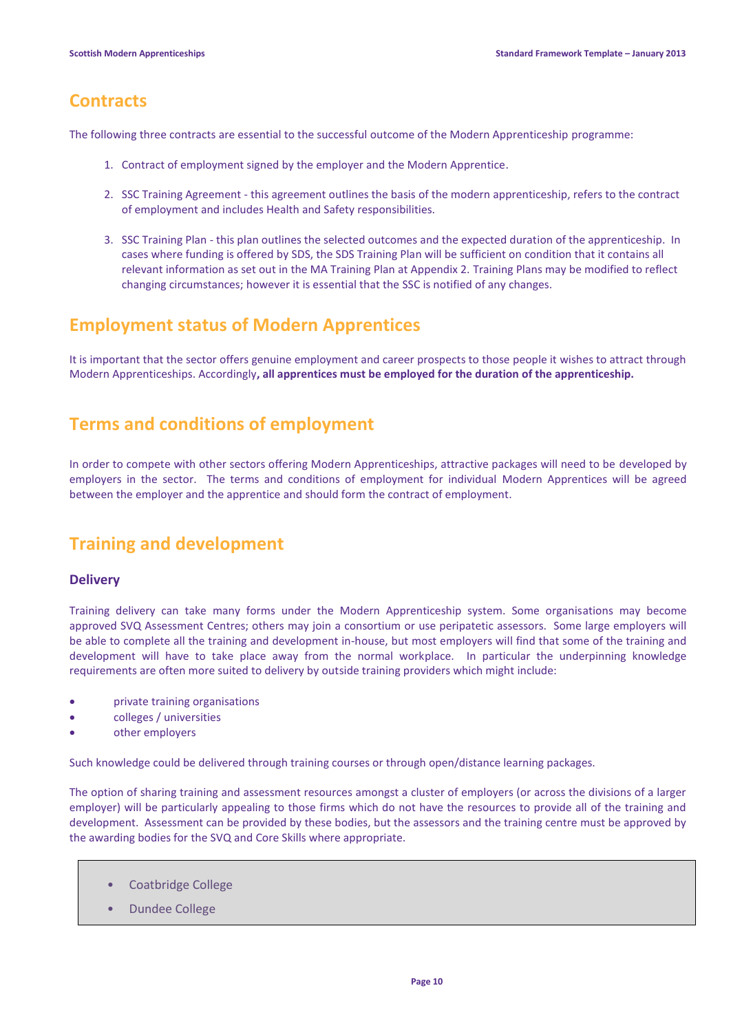## Contracts

The following three contracts are essential to the successful outcome of the Modern Apprenticeship programme:

1. Contract of employment signed by the employer and the Modern Apprentice.
2. SSC Training Agreement - this agreement outlines the basis of the modern apprenticeship, refers to the contract of employment and includes Health and Safety responsibilities.
3. SSC Training Plan - this plan outlines the selected outcomes and the expected duration of the apprenticeship. In cases where funding is offered by SDS, the SDS Training Plan will be sufficient on condition that it contains all relevant information as set out in the MA Training Plan at Appendix 2. Training Plans may be modified to reflect changing circumstances; however it is essential that the SSC is notified of any changes.

## Employment status of Modern Apprentices

It is important that the sector offers genuine employment and career prospects to those people it wishes to attract through Modern Apprenticeships. Accordingly**, all apprentices must be employed for the duration of the apprenticeship.**

## Terms and conditions of employment

In order to compete with other sectors offering Modern Apprenticeships, attractive packages will need to be developed by employers in the sector. The terms and conditions of employment for individual Modern Apprentices will be agreed between the employer and the apprentice and should form the contract of employment.

## Training and development

### Delivery

Training delivery can take many forms under the Modern Apprenticeship system. Some organisations may become approved SVQ Assessment Centres; others may join a consortium or use peripatetic assessors. Some large employers will be able to complete all the training and development in-house, but most employers will find that some of the training and development will have to take place away from the normal workplace. In particular the underpinning knowledge requirements are often more suited to delivery by outside training providers which might include:

- private training organisations
- colleges / universities
- other employers

Such knowledge could be delivered through training courses or through open/distance learning packages.

The option of sharing training and assessment resources amongst a cluster of employers (or across the divisions of a larger employer) will be particularly appealing to those firms which do not have the resources to provide all of the training and development. Assessment can be provided by these bodies, but the assessors and the training centre must be approved by the awarding bodies for the SVQ and Core Skills where appropriate.

- Coatbridge College
- Dundee College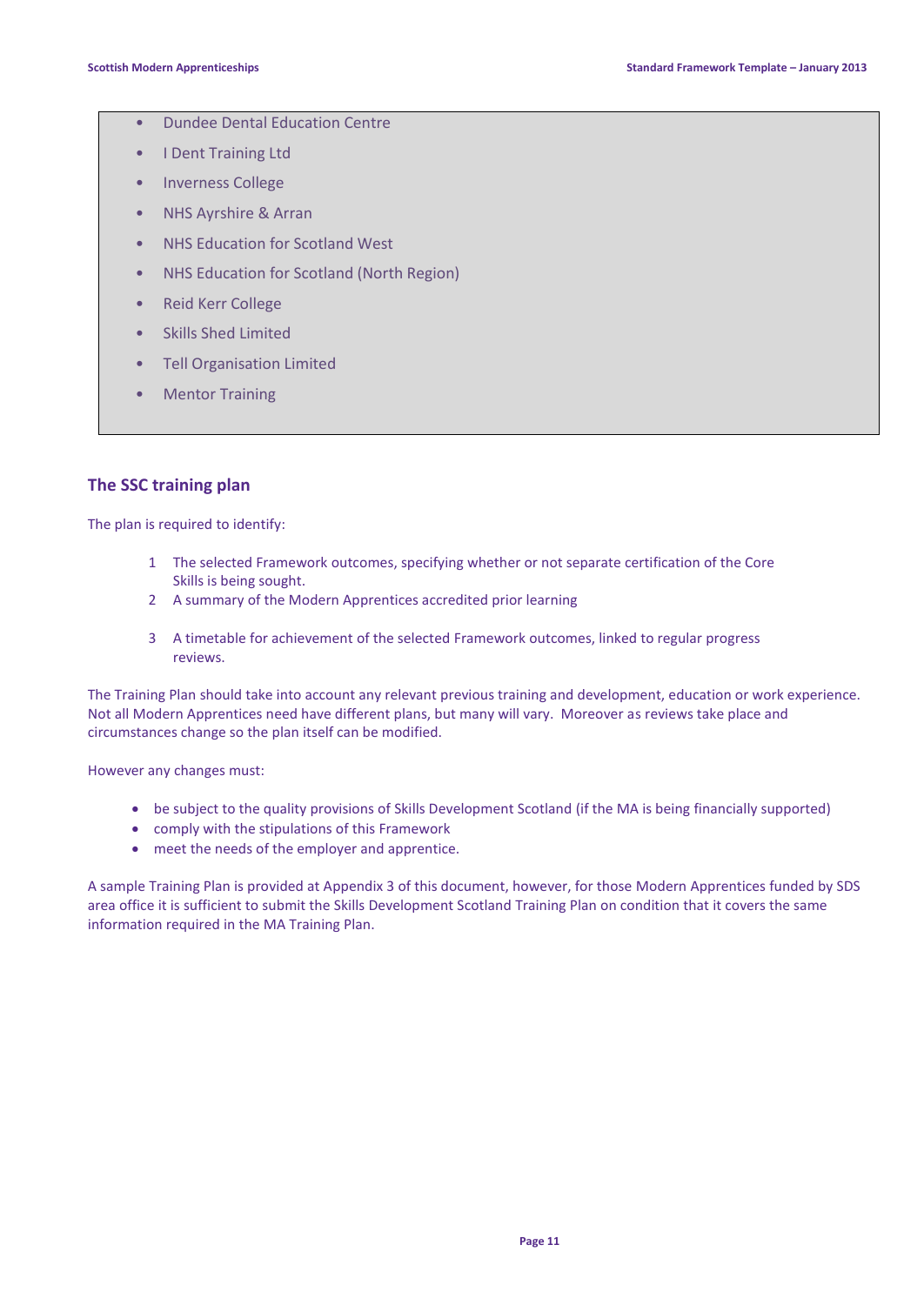- Dundee Dental Education Centre
- I Dent Training Ltd
- Inverness College
- NHS Ayrshire & Arran
- NHS Education for Scotland West
- NHS Education for Scotland (North Region)
- Reid Kerr College
- Skills Shed Limited
- Tell Organisation Limited
- Mentor Training

## The SSC training plan

The plan is required to identify:

1. The selected Framework outcomes, specifying whether or not separate certification of the Core Skills is being sought.
2. A summary of the Modern Apprentices accredited prior learning
3. A timetable for achievement of the selected Framework outcomes, linked to regular progress reviews.

The Training Plan should take into account any relevant previous training and development, education or work experience. Not all Modern Apprentices need have different plans, but many will vary. Moreover as reviews take place and circumstances change so the plan itself can be modified.

However any changes must:

- be subject to the quality provisions of Skills Development Scotland (if the MA is being financially supported)
- comply with the stipulations of this Framework
- meet the needs of the employer and apprentice.

A sample Training Plan is provided at Appendix 3 of this document, however, for those Modern Apprentices funded by SDS area office it is sufficient to submit the Skills Development Scotland Training Plan on condition that it covers the same information required in the MA Training Plan.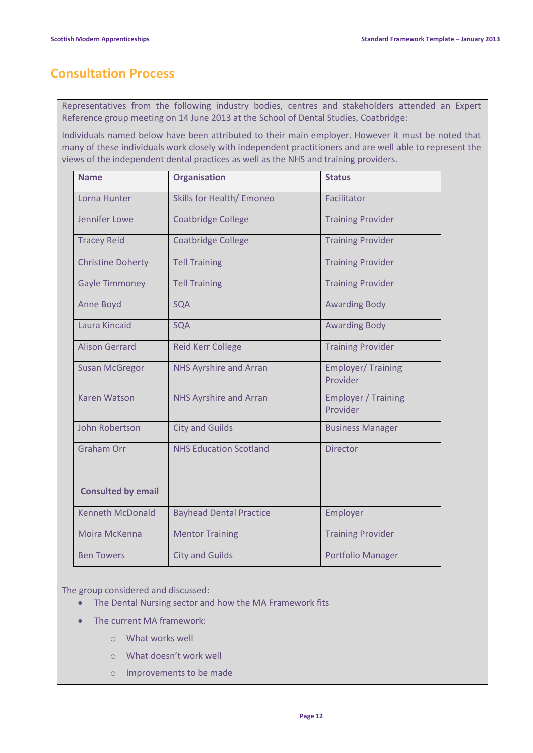# Consultation Process

Representatives from the following industry bodies, centres and stakeholders attended an Expert Reference group meeting on 14 June 2013 at the School of Dental Studies, Coatbridge:

Individuals named below have been attributed to their main employer. However it must be noted that many of these individuals work closely with independent practitioners and are well able to represent the views of the independent dental practices as well as the NHS and training providers.

| Name | Organisation | Status |
|---|---|---|
| Lorna Hunter | Skills for Health/ Emoneo | Facilitator |
| Jennifer Lowe | Coatbridge College | Training Provider |
| Tracey Reid | Coatbridge College | Training Provider |
| Christine Doherty | Tell Training | Training Provider |
| Gayle Timmoney | Tell Training | Training Provider |
| Anne Boyd | SQA | Awarding Body |
| Laura Kincaid | SQA | Awarding Body |
| Alison Gerrard | Reid Kerr College | Training Provider |
| Susan McGregor | NHS Ayrshire and Arran | Employer/ Training Provider |
| Karen Watson | NHS Ayrshire and Arran | Employer / Training Provider |
| John Robertson | City and Guilds | Business Manager |
| Graham Orr | NHS Education Scotland | Director |
| | | |
| **Consulted by email** | | |
| Kenneth McDonald | Bayhead Dental Practice | Employer |
| Moira McKenna | Mentor Training | Training Provider |
| Ben Towers | City and Guilds | Portfolio Manager |

The group considered and discussed:

- The Dental Nursing sector and how the MA Framework fits
- The current MA framework:
  - What works well
  - What doesn't work well
  - Improvements to be made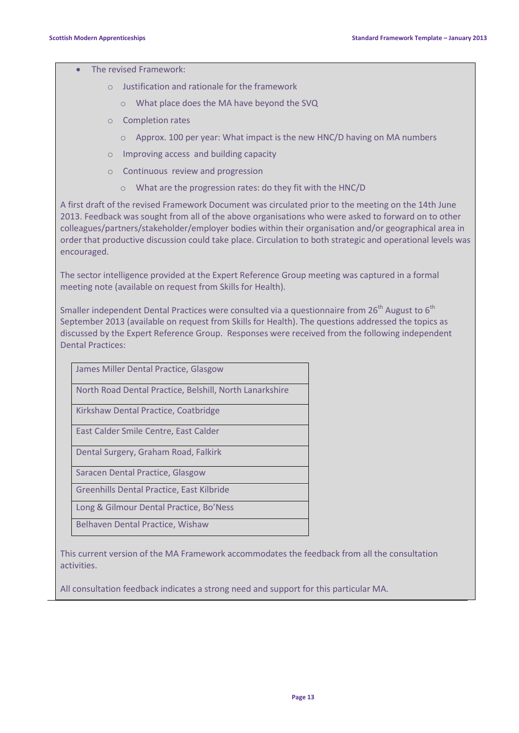- The revised Framework:
  - Justification and rationale for the framework
    - What place does the MA have beyond the SVQ
  - Completion rates
    - Approx. 100 per year: What impact is the new HNC/D having on MA numbers
  - Improving access and building capacity
  - Continuous review and progression
    - What are the progression rates: do they fit with the HNC/D

A first draft of the revised Framework Document was circulated prior to the meeting on the 14th June 2013. Feedback was sought from all of the above organisations who were asked to forward on to other colleagues/partners/stakeholder/employer bodies within their organisation and/or geographical area in order that productive discussion could take place. Circulation to both strategic and operational levels was encouraged.

The sector intelligence provided at the Expert Reference Group meeting was captured in a formal meeting note (available on request from Skills for Health).

Smaller independent Dental Practices were consulted via a questionnaire from 26th August to 6th September 2013 (available on request from Skills for Health). The questions addressed the topics as discussed by the Expert Reference Group. Responses were received from the following independent Dental Practices:

| |
|---|
| James Miller Dental Practice, Glasgow |
| North Road Dental Practice, Belshill, North Lanarkshire |
| Kirkshaw Dental Practice, Coatbridge |
| East Calder Smile Centre, East Calder |
| Dental Surgery, Graham Road, Falkirk |
| Saracen Dental Practice, Glasgow |
| Greenhills Dental Practice, East Kilbride |
| Long & Gilmour Dental Practice, Bo'Ness |
| Belhaven Dental Practice, Wishaw |

This current version of the MA Framework accommodates the feedback from all the consultation activities.

All consultation feedback indicates a strong need and support for this particular MA.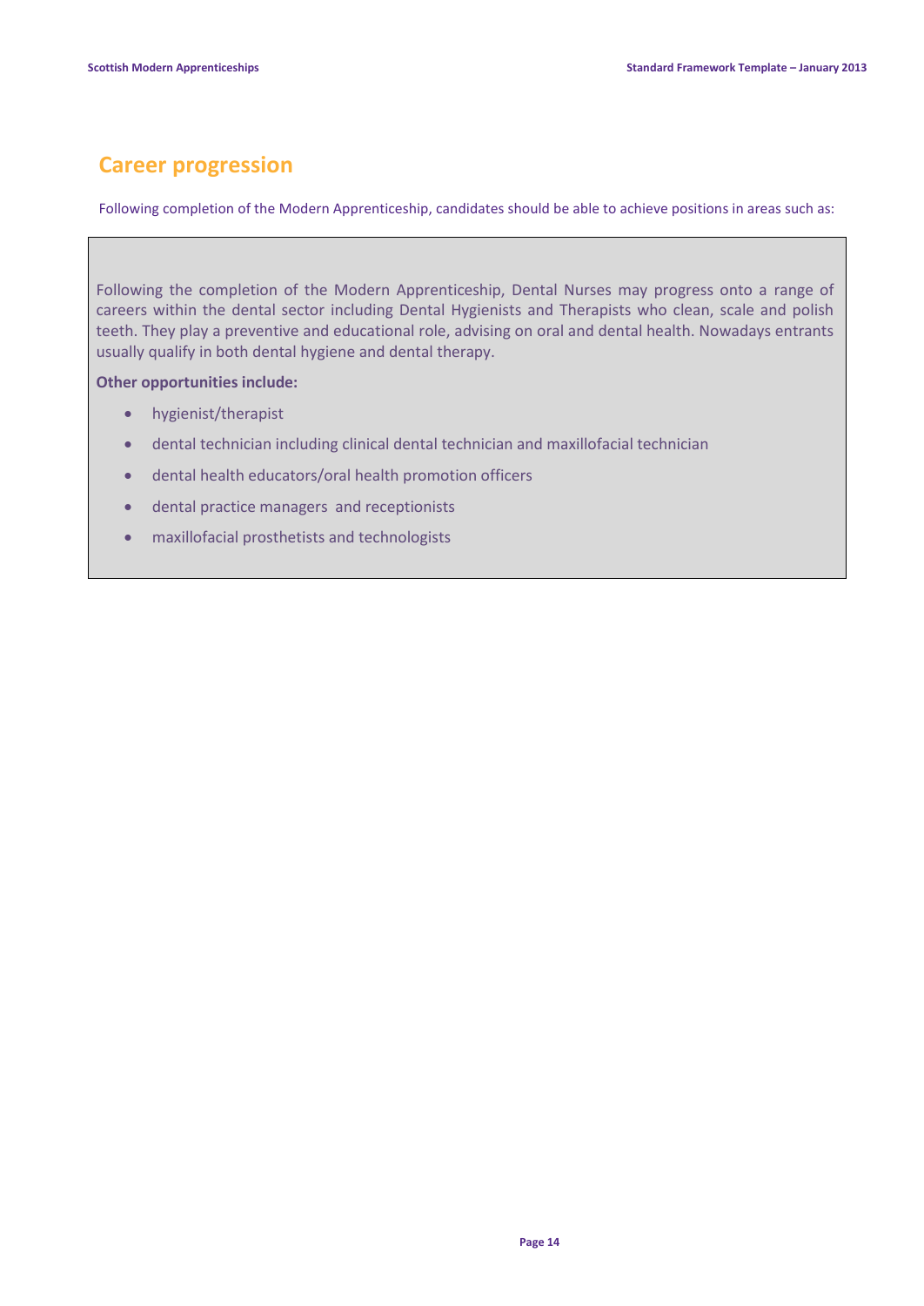## Career progression

Following completion of the Modern Apprenticeship, candidates should be able to achieve positions in areas such as:

Following the completion of the Modern Apprenticeship, Dental Nurses may progress onto a range of careers within the dental sector including Dental Hygienists and Therapists who clean, scale and polish teeth. They play a preventive and educational role, advising on oral and dental health. Nowadays entrants usually qualify in both dental hygiene and dental therapy.

**Other opportunities include:**

- hygienist/therapist
- dental technician including clinical dental technician and maxillofacial technician
- dental health educators/oral health promotion officers
- dental practice managers and receptionists
- maxillofacial prosthetists and technologists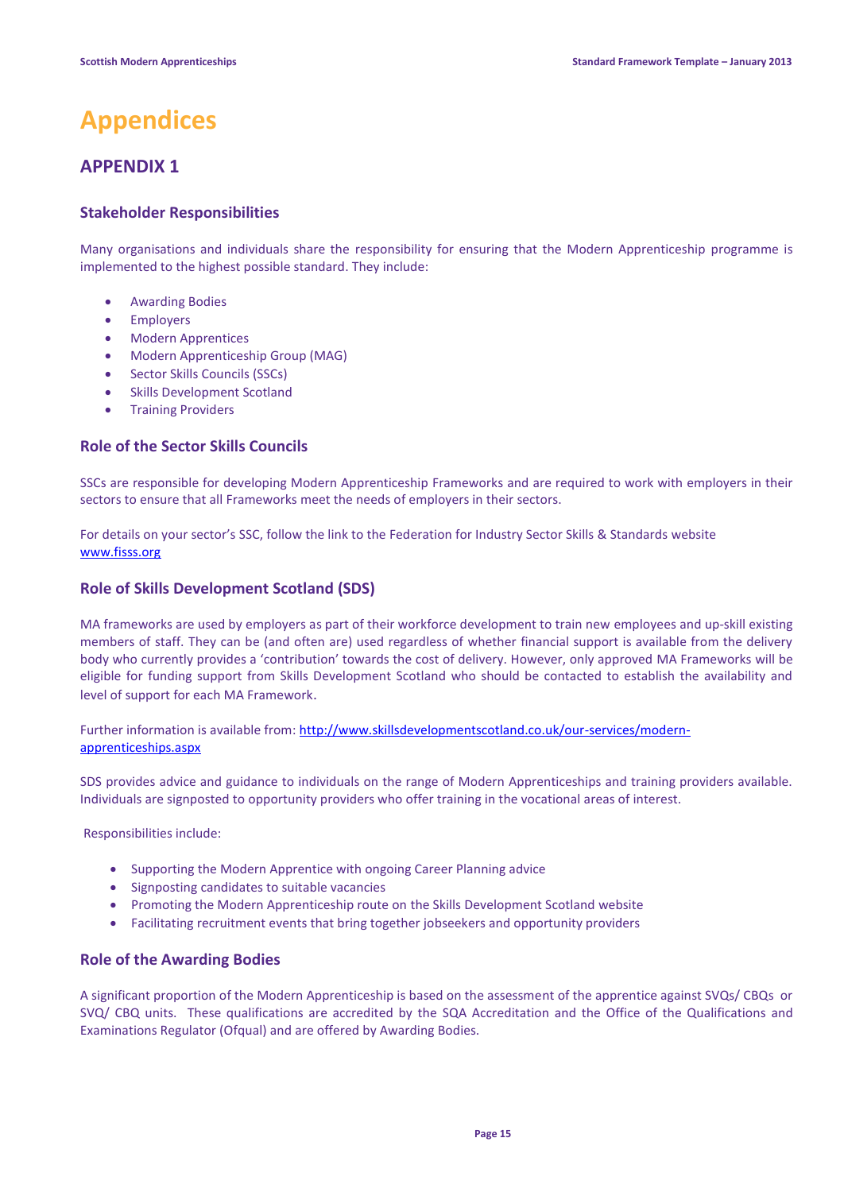# Appendices

## APPENDIX 1

### Stakeholder Responsibilities

Many organisations and individuals share the responsibility for ensuring that the Modern Apprenticeship programme is implemented to the highest possible standard. They include:

- Awarding Bodies
- Employers
- Modern Apprentices
- Modern Apprenticeship Group (MAG)
- Sector Skills Councils (SSCs)
- Skills Development Scotland
- Training Providers

### Role of the Sector Skills Councils

SSCs are responsible for developing Modern Apprenticeship Frameworks and are required to work with employers in their sectors to ensure that all Frameworks meet the needs of employers in their sectors.

For details on your sector's SSC, follow the link to the Federation for Industry Sector Skills & Standards website [www.fisss.org](www.fisss.org)

### Role of Skills Development Scotland (SDS)

MA frameworks are used by employers as part of their workforce development to train new employees and up-skill existing members of staff. They can be (and often are) used regardless of whether financial support is available from the delivery body who currently provides a 'contribution' towards the cost of delivery. However, only approved MA Frameworks will be eligible for funding support from Skills Development Scotland who should be contacted to establish the availability and level of support for each MA Framework.

Further information is available from: [http://www.skillsdevelopmentscotland.co.uk/our-services/modern-apprenticeships.aspx](http://www.skillsdevelopmentscotland.co.uk/our-services/modern-apprenticeships.aspx)

SDS provides advice and guidance to individuals on the range of Modern Apprenticeships and training providers available. Individuals are signposted to opportunity providers who offer training in the vocational areas of interest.

Responsibilities include:

- Supporting the Modern Apprentice with ongoing Career Planning advice
- Signposting candidates to suitable vacancies
- Promoting the Modern Apprenticeship route on the Skills Development Scotland website
- Facilitating recruitment events that bring together jobseekers and opportunity providers

### Role of the Awarding Bodies

A significant proportion of the Modern Apprenticeship is based on the assessment of the apprentice against SVQs/ CBQs or SVQ/ CBQ units. These qualifications are accredited by the SQA Accreditation and the Office of the Qualifications and Examinations Regulator (Ofqual) and are offered by Awarding Bodies.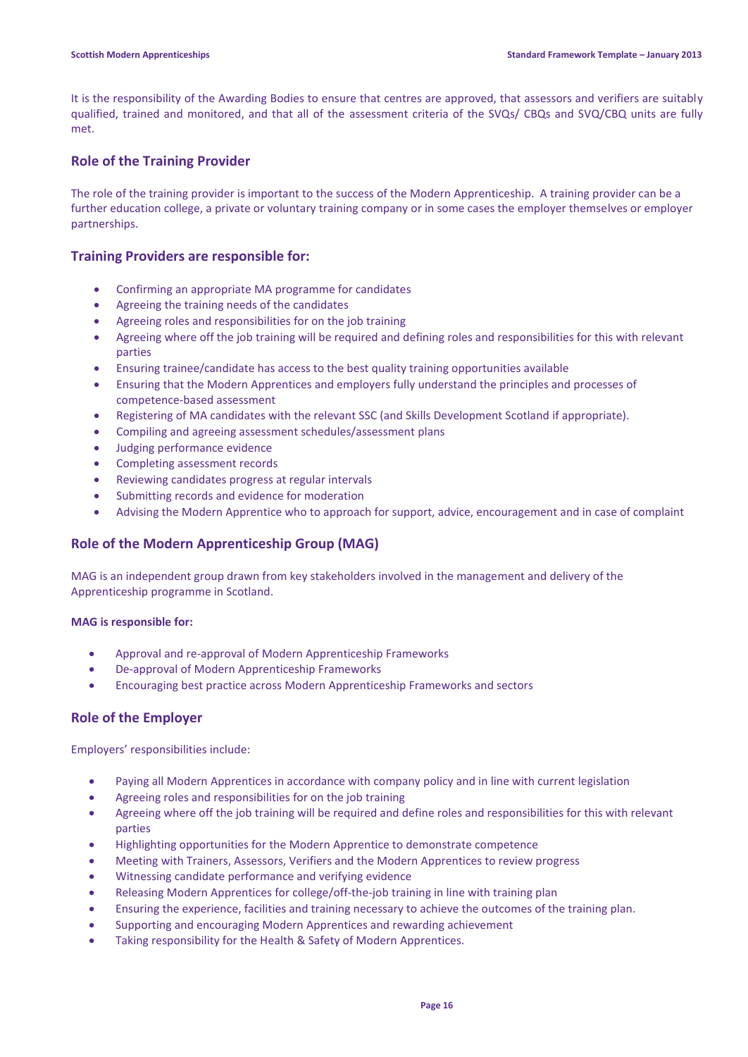It is the responsibility of the Awarding Bodies to ensure that centres are approved, that assessors and verifiers are suitably qualified, trained and monitored, and that all of the assessment criteria of the SVQs/ CBQs and SVQ/CBQ units are fully met.

## Role of the Training Provider

The role of the training provider is important to the success of the Modern Apprenticeship. A training provider can be a further education college, a private or voluntary training company or in some cases the employer themselves or employer partnerships.

## Training Providers are responsible for:

- Confirming an appropriate MA programme for candidates
- Agreeing the training needs of the candidates
- Agreeing roles and responsibilities for on the job training
- Agreeing where off the job training will be required and defining roles and responsibilities for this with relevant parties
- Ensuring trainee/candidate has access to the best quality training opportunities available
- Ensuring that the Modern Apprentices and employers fully understand the principles and processes of competence-based assessment
- Registering of MA candidates with the relevant SSC (and Skills Development Scotland if appropriate).
- Compiling and agreeing assessment schedules/assessment plans
- Judging performance evidence
- Completing assessment records
- Reviewing candidates progress at regular intervals
- Submitting records and evidence for moderation
- Advising the Modern Apprentice who to approach for support, advice, encouragement and in case of complaint

## Role of the Modern Apprenticeship Group (MAG)

MAG is an independent group drawn from key stakeholders involved in the management and delivery of the Apprenticeship programme in Scotland.

**MAG is responsible for:**

- Approval and re-approval of Modern Apprenticeship Frameworks
- De-approval of Modern Apprenticeship Frameworks
- Encouraging best practice across Modern Apprenticeship Frameworks and sectors

## Role of the Employer

Employers' responsibilities include:

- Paying all Modern Apprentices in accordance with company policy and in line with current legislation
- Agreeing roles and responsibilities for on the job training
- Agreeing where off the job training will be required and define roles and responsibilities for this with relevant parties
- Highlighting opportunities for the Modern Apprentice to demonstrate competence
- Meeting with Trainers, Assessors, Verifiers and the Modern Apprentices to review progress
- Witnessing candidate performance and verifying evidence
- Releasing Modern Apprentices for college/off-the-job training in line with training plan
- Ensuring the experience, facilities and training necessary to achieve the outcomes of the training plan.
- Supporting and encouraging Modern Apprentices and rewarding achievement
- Taking responsibility for the Health & Safety of Modern Apprentices.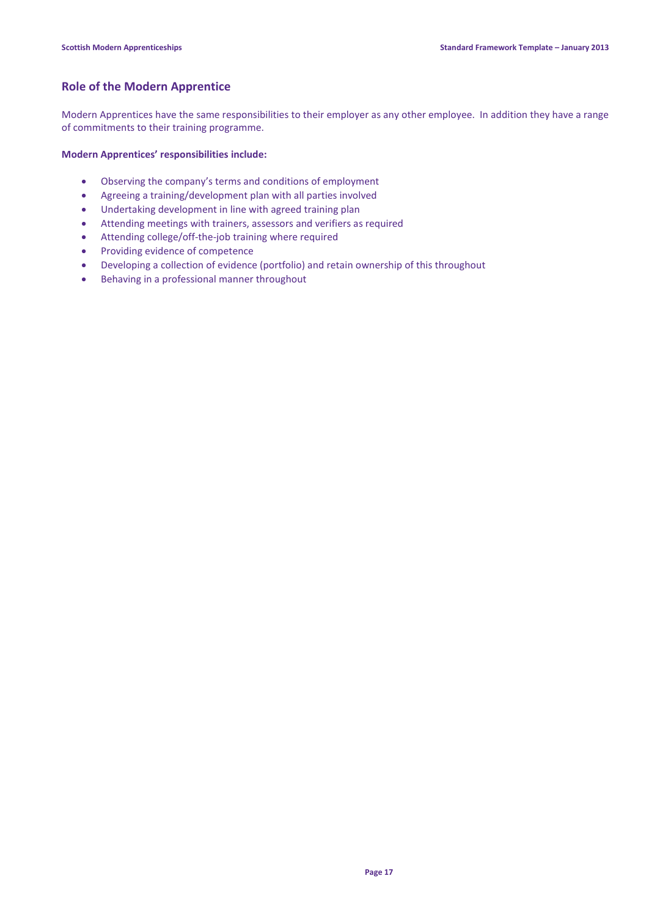## Role of the Modern Apprentice

Modern Apprentices have the same responsibilities to their employer as any other employee. In addition they have a range of commitments to their training programme.

**Modern Apprentices' responsibilities include:**

- Observing the company's terms and conditions of employment
- Agreeing a training/development plan with all parties involved
- Undertaking development in line with agreed training plan
- Attending meetings with trainers, assessors and verifiers as required
- Attending college/off-the-job training where required
- Providing evidence of competence
- Developing a collection of evidence (portfolio) and retain ownership of this throughout
- Behaving in a professional manner throughout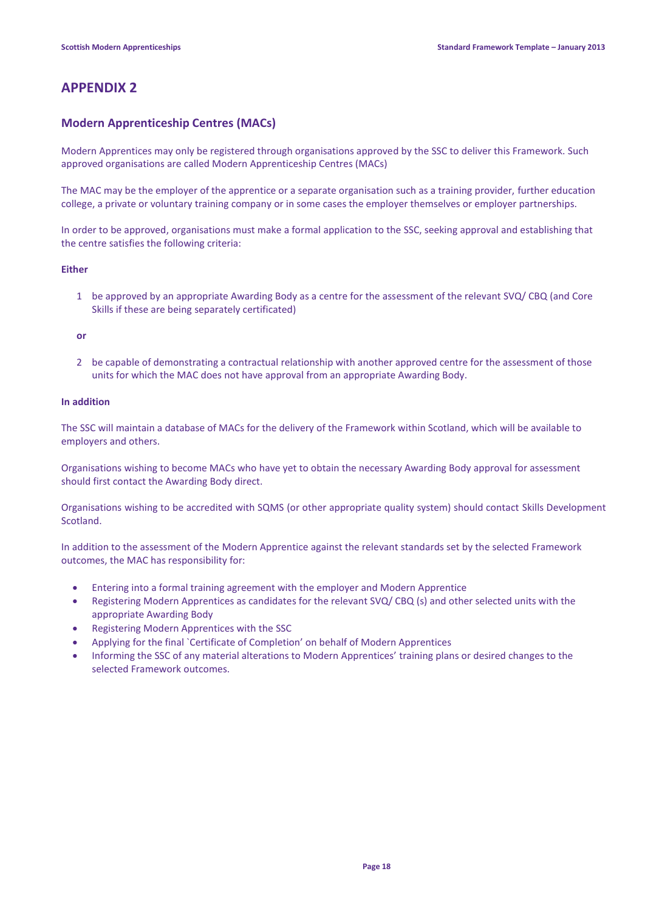# APPENDIX 2

## Modern Apprenticeship Centres (MACs)

Modern Apprentices may only be registered through organisations approved by the SSC to deliver this Framework. Such approved organisations are called Modern Apprenticeship Centres (MACs)

The MAC may be the employer of the apprentice or a separate organisation such as a training provider, further education college, a private or voluntary training company or in some cases the employer themselves or employer partnerships.

In order to be approved, organisations must make a formal application to the SSC, seeking approval and establishing that the centre satisfies the following criteria:

**Either**

1. be approved by an appropriate Awarding Body as a centre for the assessment of the relevant SVQ/ CBQ (and Core Skills if these are being separately certificated)

**or**

2. be capable of demonstrating a contractual relationship with another approved centre for the assessment of those units for which the MAC does not have approval from an appropriate Awarding Body.

**In addition**

The SSC will maintain a database of MACs for the delivery of the Framework within Scotland, which will be available to employers and others.

Organisations wishing to become MACs who have yet to obtain the necessary Awarding Body approval for assessment should first contact the Awarding Body direct.

Organisations wishing to be accredited with SQMS (or other appropriate quality system) should contact Skills Development Scotland.

In addition to the assessment of the Modern Apprentice against the relevant standards set by the selected Framework outcomes, the MAC has responsibility for:

- Entering into a formal training agreement with the employer and Modern Apprentice
- Registering Modern Apprentices as candidates for the relevant SVQ/ CBQ (s) and other selected units with the appropriate Awarding Body
- Registering Modern Apprentices with the SSC
- Applying for the final `Certificate of Completion' on behalf of Modern Apprentices
- Informing the SSC of any material alterations to Modern Apprentices' training plans or desired changes to the selected Framework outcomes.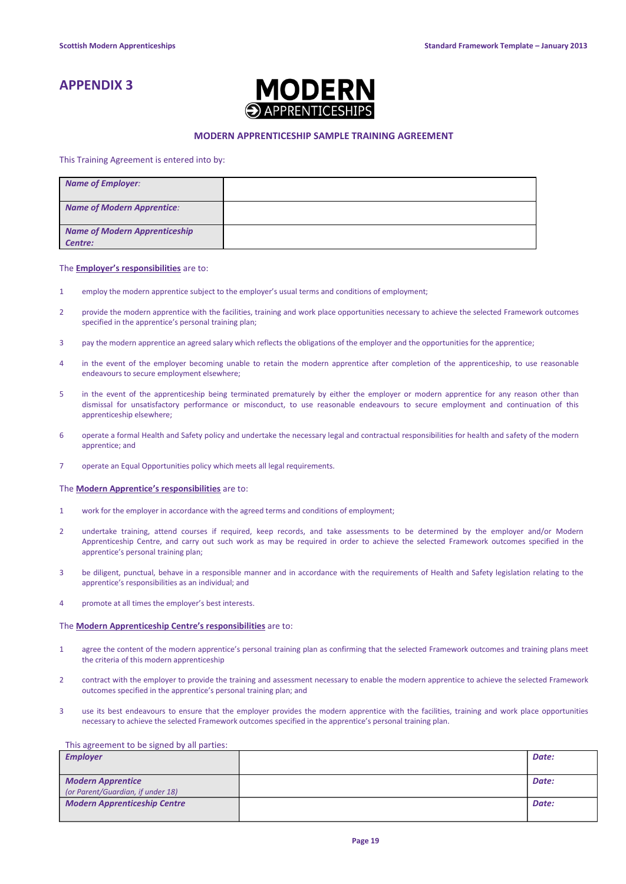# APPENDIX 3

MODERN APPRENTICESHIPS

## MODERN APPRENTICESHIP SAMPLE TRAINING AGREEMENT

This Training Agreement is entered into by:

| | |
|---|---|
| ***Name of Employer:*** | |
| ***Name of Modern Apprentice:*** | |
| ***Name of Modern Apprenticeship Centre:*** | |

The **Employer's responsibilities** are to:

1. employ the modern apprentice subject to the employer's usual terms and conditions of employment;
2. provide the modern apprentice with the facilities, training and work place opportunities necessary to achieve the selected Framework outcomes specified in the apprentice's personal training plan;
3. pay the modern apprentice an agreed salary which reflects the obligations of the employer and the opportunities for the apprentice;
4. in the event of the employer becoming unable to retain the modern apprentice after completion of the apprenticeship, to use reasonable endeavours to secure employment elsewhere;
5. in the event of the apprenticeship being terminated prematurely by either the employer or modern apprentice for any reason other than dismissal for unsatisfactory performance or misconduct, to use reasonable endeavours to secure employment and continuation of this apprenticeship elsewhere;
6. operate a formal Health and Safety policy and undertake the necessary legal and contractual responsibilities for health and safety of the modern apprentice; and
7. operate an Equal Opportunities policy which meets all legal requirements.

The **Modern Apprentice's responsibilities** are to:

1. work for the employer in accordance with the agreed terms and conditions of employment;
2. undertake training, attend courses if required, keep records, and take assessments to be determined by the employer and/or Modern Apprenticeship Centre, and carry out such work as may be required in order to achieve the selected Framework outcomes specified in the apprentice's personal training plan;
3. be diligent, punctual, behave in a responsible manner and in accordance with the requirements of Health and Safety legislation relating to the apprentice's responsibilities as an individual; and
4. promote at all times the employer's best interests.

The **Modern Apprenticeship Centre's responsibilities** are to:

1. agree the content of the modern apprentice's personal training plan as confirming that the selected Framework outcomes and training plans meet the criteria of this modern apprenticeship
2. contract with the employer to provide the training and assessment necessary to enable the modern apprentice to achieve the selected Framework outcomes specified in the apprentice's personal training plan; and
3. use its best endeavours to ensure that the employer provides the modern apprentice with the facilities, training and work place opportunities necessary to achieve the selected Framework outcomes specified in the apprentice's personal training plan.

This agreement to be signed by all parties:

| | | |
|---|---|---|
| ***Employer*** | | ***Date:*** |
| ***Modern Apprentice*** *(or Parent/Guardian, if under 18)* | | ***Date:*** |
| ***Modern Apprenticeship Centre*** | | ***Date:*** |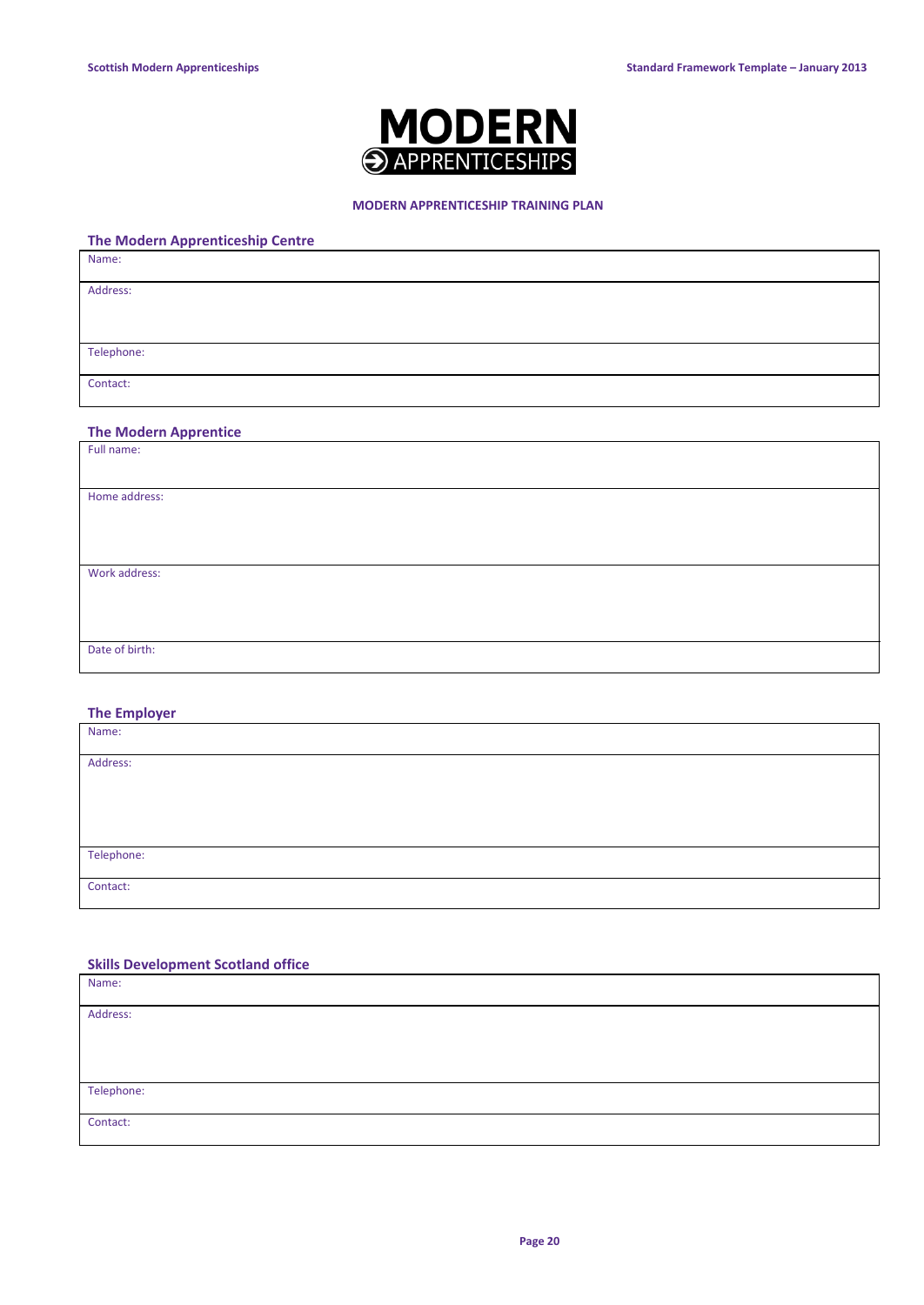**MODERN APPRENTICESHIPS**

**MODERN APPRENTICESHIP TRAINING PLAN**

### The Modern Apprenticeship Centre

| Name: |
|---|
| Address: |
| Telephone: |
| Contact: |

### The Modern Apprentice

| Full name: |
|---|
| Home address: |
| Work address: |
| Date of birth: |

### The Employer

| Name: |
|---|
| Address: |
| Telephone: |
| Contact: |

### Skills Development Scotland office

| Name: |
|---|
| Address: |
| Telephone: |
| Contact: |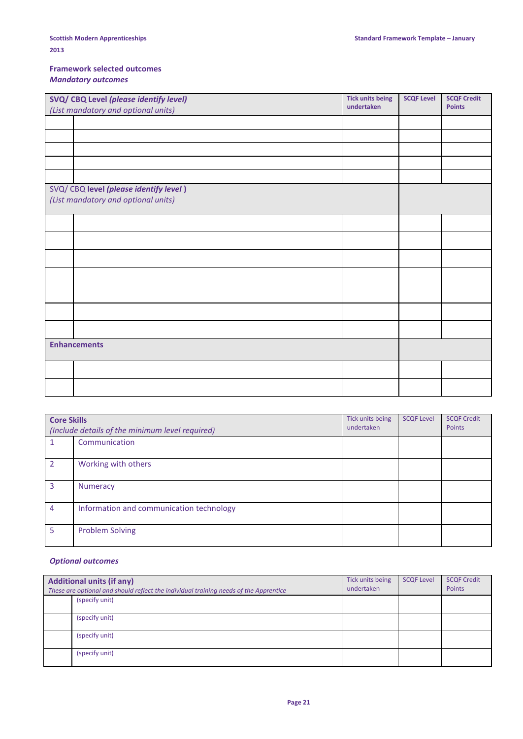## Framework selected outcomes

### *Mandatory outcomes*

| **SVQ/ CBQ Level *(please identify level)*** *(List mandatory and optional units)* | | **Tick units being undertaken** | **SCQF Level** | **SCQF Credit Points** |
|---|---|---|---|---|
| | | | | |
| | | | | |
| | | | | |
| | | | | |
| | | | | |
| SVQ/ CBQ **level *(please identify level* )** *(List mandatory and optional units)* | | | | |
| | | | | |
| | | | | |
| | | | | |
| | | | | |
| | | | | |
| | | | | |
| | | | | |
| **Enhancements** | | | | |
| | | | | |
| | | | | |

| **Core Skills** *(Include details of the minimum level required)* | | Tick units being undertaken | SCQF Level | SCQF Credit Points |
|---|---|---|---|---|
| 1 | Communication | | | |
| 2 | Working with others | | | |
| 3 | Numeracy | | | |
| 4 | Information and communication technology | | | |
| 5 | Problem Solving | | | |

### *Optional outcomes*

| **Additional units (if any)** *These are optional and should reflect the individual training needs of the Apprentice* | | Tick units being undertaken | SCQF Level | SCQF Credit Points |
|---|---|---|---|---|
| | (specify unit) | | | |
| | (specify unit) | | | |
| | (specify unit) | | | |
| | (specify unit) | | | |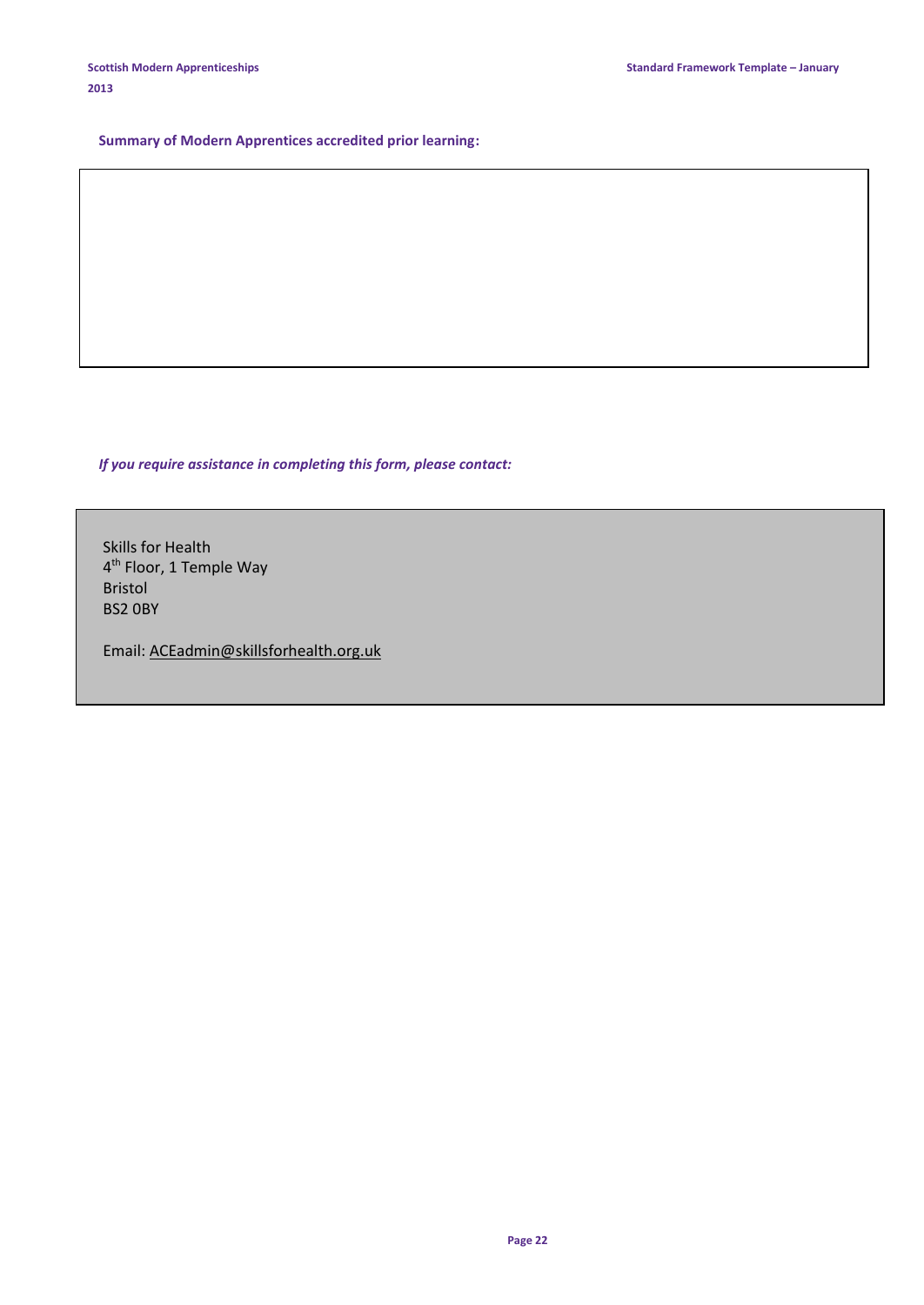**Summary of Modern Apprentices accredited prior learning:**

| |
|---|
| |

*If you require assistance in completing this form, please contact:*

Skills for Health
4th Floor, 1 Temple Way
Bristol
BS2 0BY

Email: ACEadmin@skillsforhealth.org.uk